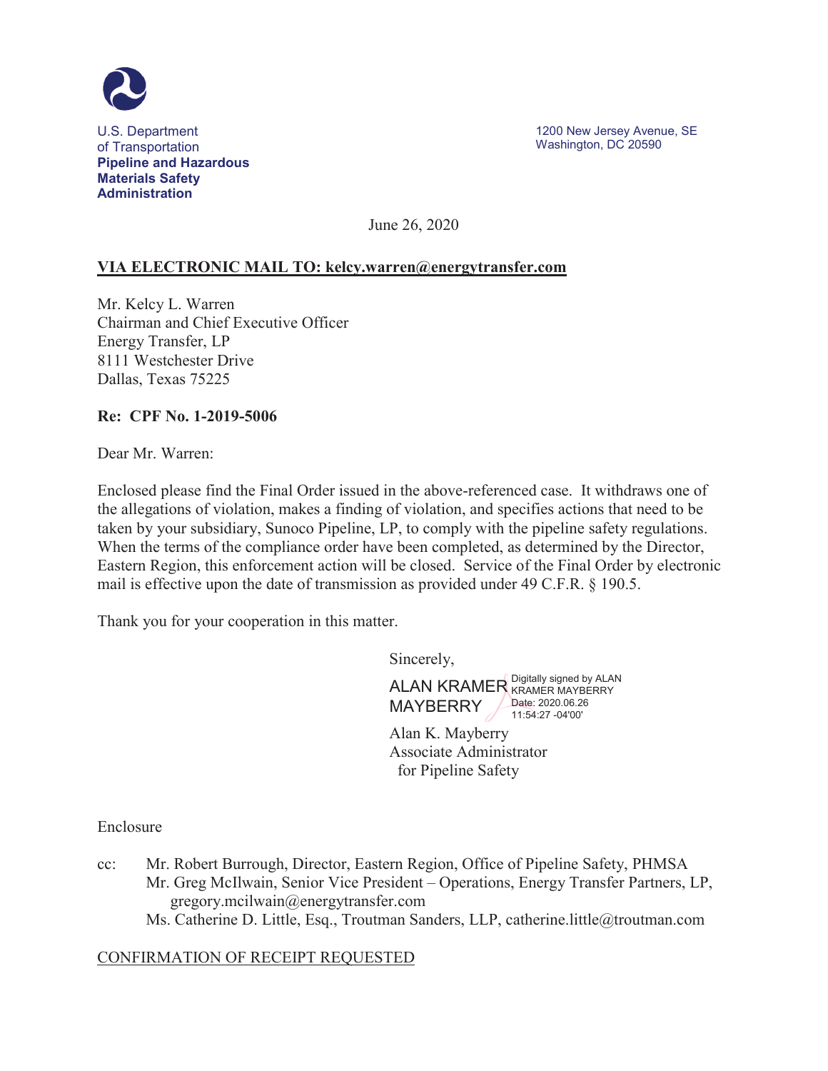U.S. Department of Transportation
**Pipeline and Hazardous Materials Safety Administration**

1200 New Jersey Avenue, SE
Washington, DC 20590

June 26, 2020

**VIA ELECTRONIC MAIL TO: kelcy.warren@energytransfer.com**

Mr. Kelcy L. Warren
Chairman and Chief Executive Officer
Energy Transfer, LP
8111 Westchester Drive
Dallas, Texas 75225

**Re: CPF No. 1-2019-5006**

Dear Mr. Warren:

Enclosed please find the Final Order issued in the above-referenced case. It withdraws one of the allegations of violation, makes a finding of violation, and specifies actions that need to be taken by your subsidiary, Sunoco Pipeline, LP, to comply with the pipeline safety regulations. When the terms of the compliance order have been completed, as determined by the Director, Eastern Region, this enforcement action will be closed. Service of the Final Order by electronic mail is effective upon the date of transmission as provided under 49 C.F.R. § 190.5.

Thank you for your cooperation in this matter.

Sincerely,

ALAN KRAMER MAYBERRY
Digitally signed by ALAN KRAMER MAYBERRY
Date: 2020.06.26 11:54:27 -04'00'

Alan K. Mayberry
Associate Administrator
for Pipeline Safety

Enclosure

cc: Mr. Robert Burrough, Director, Eastern Region, Office of Pipeline Safety, PHMSA
Mr. Greg McIlwain, Senior Vice President – Operations, Energy Transfer Partners, LP, gregory.mcilwain@energytransfer.com
Ms. Catherine D. Little, Esq., Troutman Sanders, LLP, catherine.little@troutman.com

CONFIRMATION OF RECEIPT REQUESTED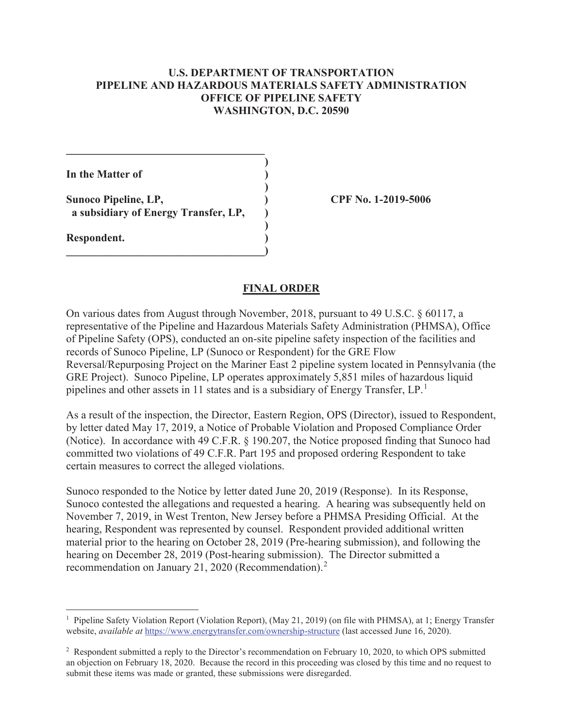**U.S. DEPARTMENT OF TRANSPORTATION**
**PIPELINE AND HAZARDOUS MATERIALS SAFETY ADMINISTRATION**
**OFFICE OF PIPELINE SAFETY**
**WASHINGTON, D.C. 20590**

| | |
|---|---|
| **In the Matter of** | |
| **Sunoco Pipeline, LP,** **a subsidiary of Energy Transfer, LP,** | **CPF No. 1-2019-5006** |
| **Respondent.** | |

## FINAL ORDER

On various dates from August through November, 2018, pursuant to 49 U.S.C. § 60117, a representative of the Pipeline and Hazardous Materials Safety Administration (PHMSA), Office of Pipeline Safety (OPS), conducted an on-site pipeline safety inspection of the facilities and records of Sunoco Pipeline, LP (Sunoco or Respondent) for the GRE Flow Reversal/Repurposing Project on the Mariner East 2 pipeline system located in Pennsylvania (the GRE Project). Sunoco Pipeline, LP operates approximately 5,851 miles of hazardous liquid pipelines and other assets in 11 states and is a subsidiary of Energy Transfer, LP.[1]

As a result of the inspection, the Director, Eastern Region, OPS (Director), issued to Respondent, by letter dated May 17, 2019, a Notice of Probable Violation and Proposed Compliance Order (Notice). In accordance with 49 C.F.R. § 190.207, the Notice proposed finding that Sunoco had committed two violations of 49 C.F.R. Part 195 and proposed ordering Respondent to take certain measures to correct the alleged violations.

Sunoco responded to the Notice by letter dated June 20, 2019 (Response). In its Response, Sunoco contested the allegations and requested a hearing. A hearing was subsequently held on November 7, 2019, in West Trenton, New Jersey before a PHMSA Presiding Official. At the hearing, Respondent was represented by counsel. Respondent provided additional written material prior to the hearing on October 28, 2019 (Pre-hearing submission), and following the hearing on December 28, 2019 (Post-hearing submission). The Director submitted a recommendation on January 21, 2020 (Recommendation).[2]

---

[1] Pipeline Safety Violation Report (Violation Report), (May 21, 2019) (on file with PHMSA), at 1; Energy Transfer website, *available at* https://www.energytransfer.com/ownership-structure (last accessed June 16, 2020).

[2] Respondent submitted a reply to the Director's recommendation on February 10, 2020, to which OPS submitted an objection on February 18, 2020. Because the record in this proceeding was closed by this time and no request to submit these items was made or granted, these submissions were disregarded.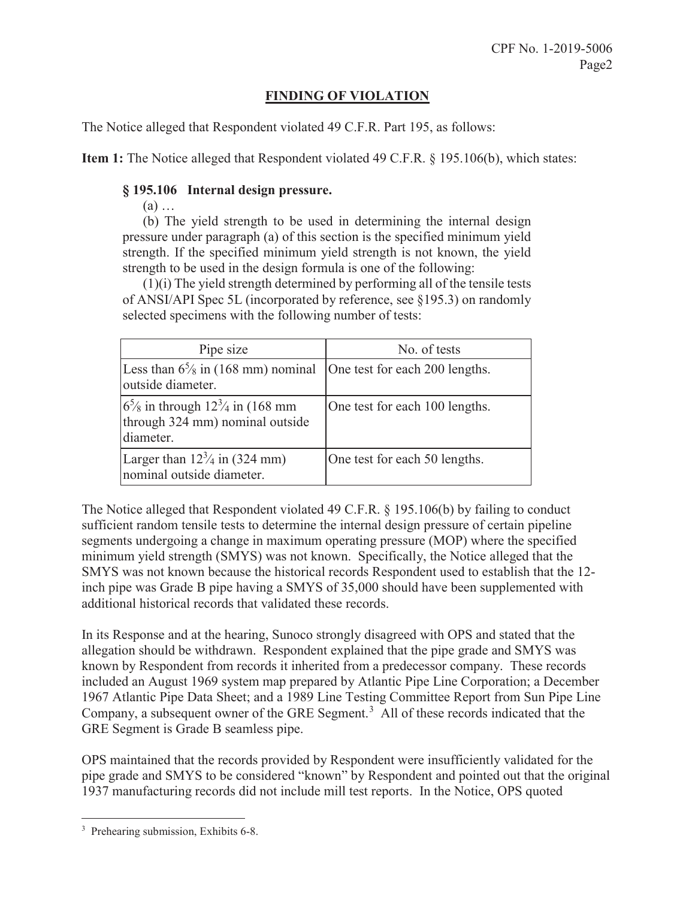## FINDING OF VIOLATION

The Notice alleged that Respondent violated 49 C.F.R. Part 195, as follows:

**Item 1:** The Notice alleged that Respondent violated 49 C.F.R. § 195.106(b), which states:

> **§ 195.106 Internal design pressure.**
>
> (a) …
>
> (b) The yield strength to be used in determining the internal design pressure under paragraph (a) of this section is the specified minimum yield strength. If the specified minimum yield strength is not known, the yield strength to be used in the design formula is one of the following:
>
> (1)(i) The yield strength determined by performing all of the tensile tests of ANSI/API Spec 5L (incorporated by reference, see §195.3) on randomly selected specimens with the following number of tests:

| Pipe size | No. of tests |
|---|---|
| Less than 6⅝ in (168 mm) nominal outside diameter. | One test for each 200 lengths. |
| 6⅝ in through 12¾ in (168 mm through 324 mm) nominal outside diameter. | One test for each 100 lengths. |
| Larger than 12¾ in (324 mm) nominal outside diameter. | One test for each 50 lengths. |

The Notice alleged that Respondent violated 49 C.F.R. § 195.106(b) by failing to conduct sufficient random tensile tests to determine the internal design pressure of certain pipeline segments undergoing a change in maximum operating pressure (MOP) where the specified minimum yield strength (SMYS) was not known. Specifically, the Notice alleged that the SMYS was not known because the historical records Respondent used to establish that the 12-inch pipe was Grade B pipe having a SMYS of 35,000 should have been supplemented with additional historical records that validated these records.

In its Response and at the hearing, Sunoco strongly disagreed with OPS and stated that the allegation should be withdrawn. Respondent explained that the pipe grade and SMYS was known by Respondent from records it inherited from a predecessor company. These records included an August 1969 system map prepared by Atlantic Pipe Line Corporation; a December 1967 Atlantic Pipe Data Sheet; and a 1989 Line Testing Committee Report from Sun Pipe Line Company, a subsequent owner of the GRE Segment.[3] All of these records indicated that the GRE Segment is Grade B seamless pipe.

OPS maintained that the records provided by Respondent were insufficiently validated for the pipe grade and SMYS to be considered "known" by Respondent and pointed out that the original 1937 manufacturing records did not include mill test reports. In the Notice, OPS quoted

[3] Prehearing submission, Exhibits 6-8.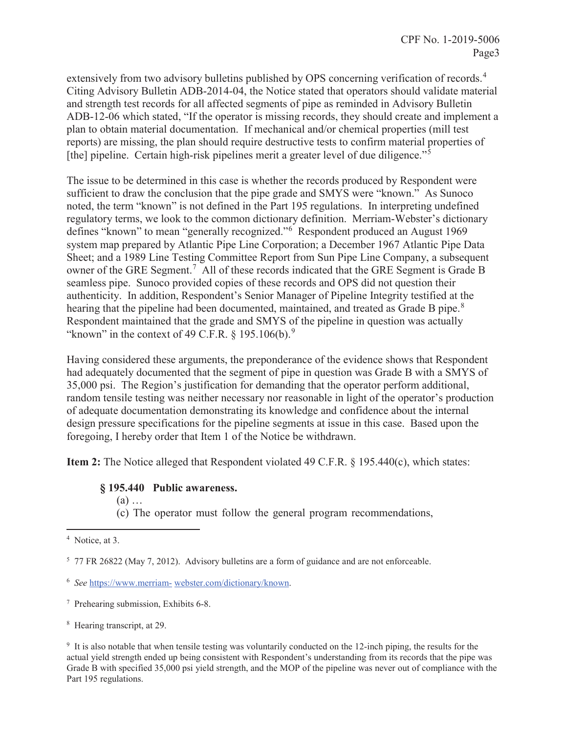extensively from two advisory bulletins published by OPS concerning verification of records.[4] Citing Advisory Bulletin ADB-2014-04, the Notice stated that operators should validate material and strength test records for all affected segments of pipe as reminded in Advisory Bulletin ADB-12-06 which stated, "If the operator is missing records, they should create and implement a plan to obtain material documentation. If mechanical and/or chemical properties (mill test reports) are missing, the plan should require destructive tests to confirm material properties of [the] pipeline. Certain high-risk pipelines merit a greater level of due diligence."[5]

The issue to be determined in this case is whether the records produced by Respondent were sufficient to draw the conclusion that the pipe grade and SMYS were "known." As Sunoco noted, the term "known" is not defined in the Part 195 regulations. In interpreting undefined regulatory terms, we look to the common dictionary definition. Merriam-Webster's dictionary defines "known" to mean "generally recognized."[6] Respondent produced an August 1969 system map prepared by Atlantic Pipe Line Corporation; a December 1967 Atlantic Pipe Data Sheet; and a 1989 Line Testing Committee Report from Sun Pipe Line Company, a subsequent owner of the GRE Segment.[7] All of these records indicated that the GRE Segment is Grade B seamless pipe. Sunoco provided copies of these records and OPS did not question their authenticity. In addition, Respondent's Senior Manager of Pipeline Integrity testified at the hearing that the pipeline had been documented, maintained, and treated as Grade B pipe.[8] Respondent maintained that the grade and SMYS of the pipeline in question was actually "known" in the context of 49 C.F.R. § 195.106(b).[9]

Having considered these arguments, the preponderance of the evidence shows that Respondent had adequately documented that the segment of pipe in question was Grade B with a SMYS of 35,000 psi. The Region's justification for demanding that the operator perform additional, random tensile testing was neither necessary nor reasonable in light of the operator's production of adequate documentation demonstrating its knowledge and confidence about the internal design pressure specifications for the pipeline segments at issue in this case. Based upon the foregoing, I hereby order that Item 1 of the Notice be withdrawn.

**Item 2:** The Notice alleged that Respondent violated 49 C.F.R. § 195.440(c), which states:

> **§ 195.440 Public awareness.**
>
> (a) …
>
> (c) The operator must follow the general program recommendations,

---

[4] Notice, at 3.

[5] 77 FR 26822 (May 7, 2012). Advisory bulletins are a form of guidance and are not enforceable.

[6] *See* https://www.merriam-webster.com/dictionary/known.

[7] Prehearing submission, Exhibits 6-8.

[8] Hearing transcript, at 29.

[9] It is also notable that when tensile testing was voluntarily conducted on the 12-inch piping, the results for the actual yield strength ended up being consistent with Respondent's understanding from its records that the pipe was Grade B with specified 35,000 psi yield strength, and the MOP of the pipeline was never out of compliance with the Part 195 regulations.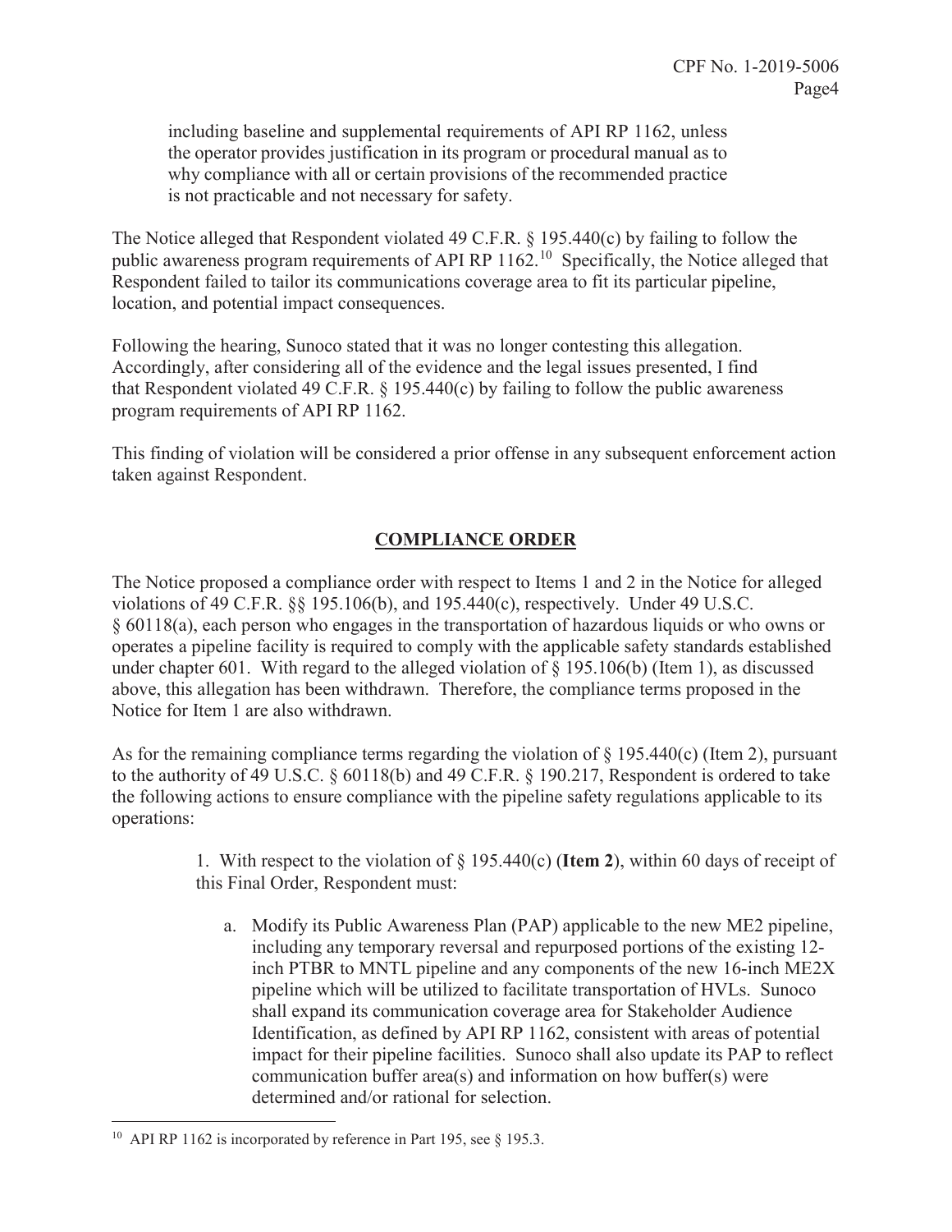including baseline and supplemental requirements of API RP 1162, unless the operator provides justification in its program or procedural manual as to why compliance with all or certain provisions of the recommended practice is not practicable and not necessary for safety.

The Notice alleged that Respondent violated 49 C.F.R. § 195.440(c) by failing to follow the public awareness program requirements of API RP 1162.[10] Specifically, the Notice alleged that Respondent failed to tailor its communications coverage area to fit its particular pipeline, location, and potential impact consequences.

Following the hearing, Sunoco stated that it was no longer contesting this allegation. Accordingly, after considering all of the evidence and the legal issues presented, I find that Respondent violated 49 C.F.R. § 195.440(c) by failing to follow the public awareness program requirements of API RP 1162.

This finding of violation will be considered a prior offense in any subsequent enforcement action taken against Respondent.

## COMPLIANCE ORDER

The Notice proposed a compliance order with respect to Items 1 and 2 in the Notice for alleged violations of 49 C.F.R. §§ 195.106(b), and 195.440(c), respectively. Under 49 U.S.C. § 60118(a), each person who engages in the transportation of hazardous liquids or who owns or operates a pipeline facility is required to comply with the applicable safety standards established under chapter 601. With regard to the alleged violation of § 195.106(b) (Item 1), as discussed above, this allegation has been withdrawn. Therefore, the compliance terms proposed in the Notice for Item 1 are also withdrawn.

As for the remaining compliance terms regarding the violation of § 195.440(c) (Item 2), pursuant to the authority of 49 U.S.C. § 60118(b) and 49 C.F.R. § 190.217, Respondent is ordered to take the following actions to ensure compliance with the pipeline safety regulations applicable to its operations:

1. With respect to the violation of § 195.440(c) (**Item 2**), within 60 days of receipt of this Final Order, Respondent must:

   a. Modify its Public Awareness Plan (PAP) applicable to the new ME2 pipeline, including any temporary reversal and repurposed portions of the existing 12-inch PTBR to MNTL pipeline and any components of the new 16-inch ME2X pipeline which will be utilized to facilitate transportation of HVLs. Sunoco shall expand its communication coverage area for Stakeholder Audience Identification, as defined by API RP 1162, consistent with areas of potential impact for their pipeline facilities. Sunoco shall also update its PAP to reflect communication buffer area(s) and information on how buffer(s) were determined and/or rational for selection.

---

[10] API RP 1162 is incorporated by reference in Part 195, see § 195.3.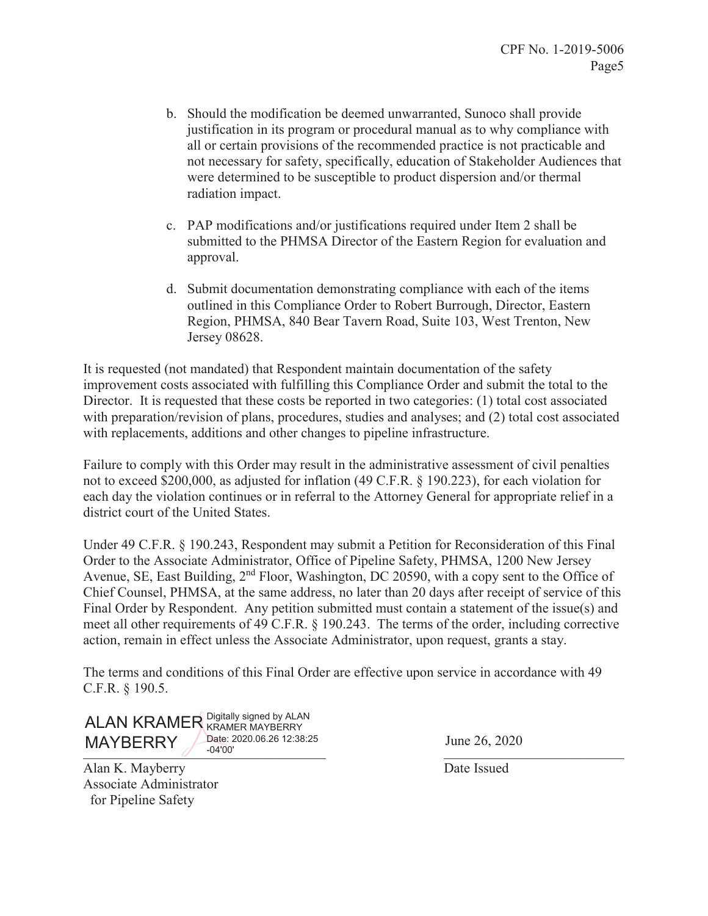b. Should the modification be deemed unwarranted, Sunoco shall provide justification in its program or procedural manual as to why compliance with all or certain provisions of the recommended practice is not practicable and not necessary for safety, specifically, education of Stakeholder Audiences that were determined to be susceptible to product dispersion and/or thermal radiation impact.

c. PAP modifications and/or justifications required under Item 2 shall be submitted to the PHMSA Director of the Eastern Region for evaluation and approval.

d. Submit documentation demonstrating compliance with each of the items outlined in this Compliance Order to Robert Burrough, Director, Eastern Region, PHMSA, 840 Bear Tavern Road, Suite 103, West Trenton, New Jersey 08628.

It is requested (not mandated) that Respondent maintain documentation of the safety improvement costs associated with fulfilling this Compliance Order and submit the total to the Director. It is requested that these costs be reported in two categories: (1) total cost associated with preparation/revision of plans, procedures, studies and analyses; and (2) total cost associated with replacements, additions and other changes to pipeline infrastructure.

Failure to comply with this Order may result in the administrative assessment of civil penalties not to exceed $200,000, as adjusted for inflation (49 C.F.R. § 190.223), for each violation for each day the violation continues or in referral to the Attorney General for appropriate relief in a district court of the United States.

Under 49 C.F.R. § 190.243, Respondent may submit a Petition for Reconsideration of this Final Order to the Associate Administrator, Office of Pipeline Safety, PHMSA, 1200 New Jersey Avenue, SE, East Building, 2nd Floor, Washington, DC 20590, with a copy sent to the Office of Chief Counsel, PHMSA, at the same address, no later than 20 days after receipt of service of this Final Order by Respondent. Any petition submitted must contain a statement of the issue(s) and meet all other requirements of 49 C.F.R. § 190.243. The terms of the order, including corrective action, remain in effect unless the Associate Administrator, upon request, grants a stay.

The terms and conditions of this Final Order are effective upon service in accordance with 49 C.F.R. § 190.5.

ALAN KRAMER MAYBERRY Digitally signed by ALAN KRAMER MAYBERRY Date: 2020.06.26 12:38:25 -04'00'

Alan K. Mayberry
Associate Administrator
for Pipeline Safety

June 26, 2020

Date Issued